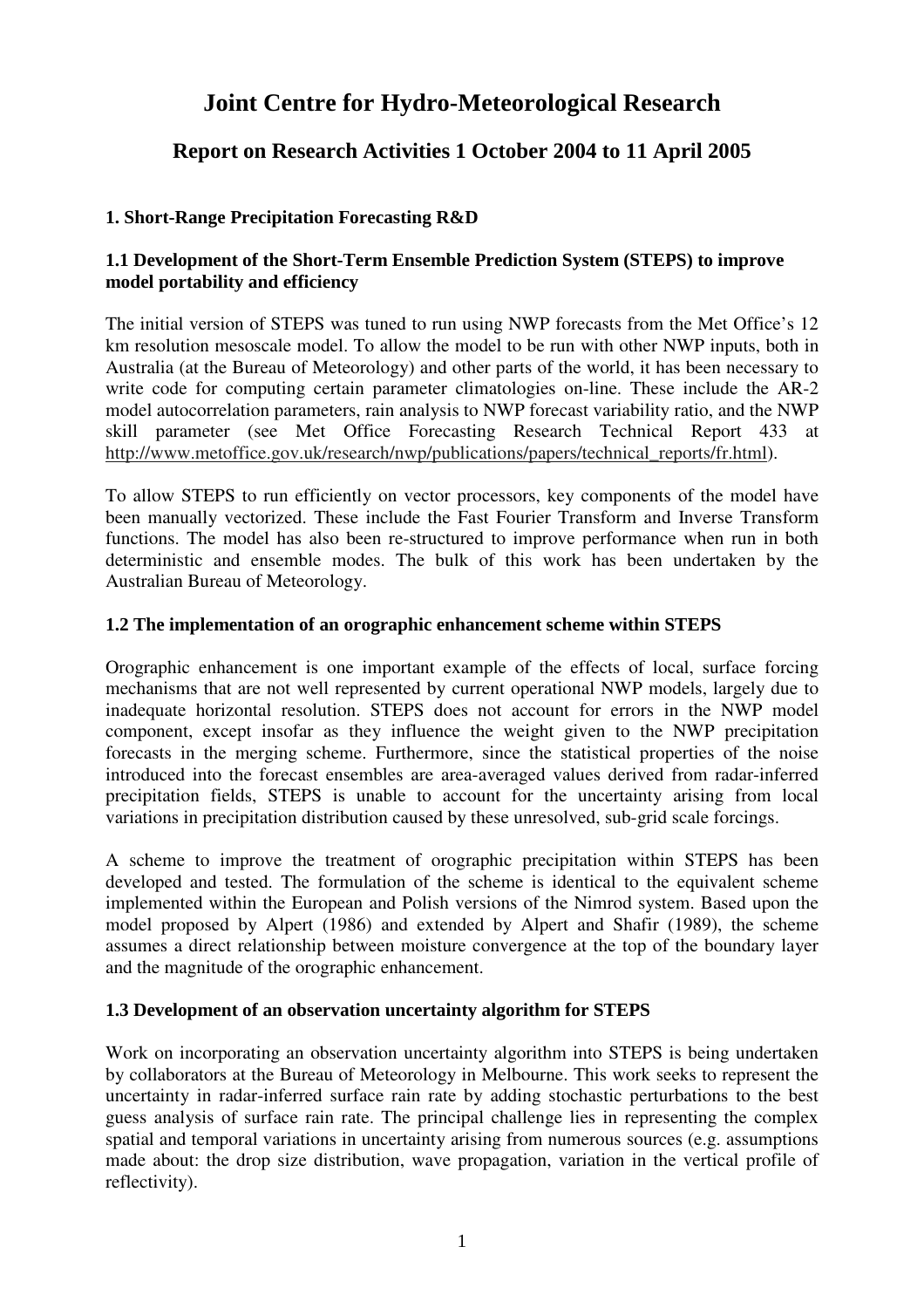# Joint Centre for Hydro-Meteorological Research

## Report on Research Activities 1 October 2004 to 11 April 2005

### 1. Short-Range Precipitation Forecasting R&D

#### 1.1 Development of the Short-Term Ensemble Prediction System (STEPS) to improve model portability and efficiency

The initial version of STEPS was tuned to run using NWP forecasts from the Met Office's 12 km resolution mesoscale model. To allow the model to be run with other NWP inputs, both in Australia (at the Bureau of Meteorology) and other parts of the world, it has been necessary to write code for computing certain parameter climatologies on-line. These include the AR-2 model autocorrelation parameters, rain analysis to NWP forecast variability ratio, and the NWP skill parameter (see Met Office Forecasting Research Technical Report 433 at http://www.metoffice.gov.uk/research/nwp/publications/papers/technical_reports/fr.html).

To allow STEPS to run efficiently on vector processors, key components of the model have been manually vectorized. These include the Fast Fourier Transform and Inverse Transform functions. The model has also been re-structured to improve performance when run in both deterministic and ensemble modes. The bulk of this work has been undertaken by the Australian Bureau of Meteorology.

#### 1.2 The implementation of an orographic enhancement scheme within STEPS

Orographic enhancement is one important example of the effects of local, surface forcing mechanisms that are not well represented by current operational NWP models, largely due to inadequate horizontal resolution. STEPS does not account for errors in the NWP model component, except insofar as they influence the weight given to the NWP precipitation forecasts in the merging scheme. Furthermore, since the statistical properties of the noise introduced into the forecast ensembles are area-averaged values derived from radar-inferred precipitation fields, STEPS is unable to account for the uncertainty arising from local variations in precipitation distribution caused by these unresolved, sub-grid scale forcings.

A scheme to improve the treatment of orographic precipitation within STEPS has been developed and tested. The formulation of the scheme is identical to the equivalent scheme implemented within the European and Polish versions of the Nimrod system. Based upon the model proposed by Alpert (1986) and extended by Alpert and Shafir (1989), the scheme assumes a direct relationship between moisture convergence at the top of the boundary layer and the magnitude of the orographic enhancement.

#### 1.3 Development of an observation uncertainty algorithm for STEPS

Work on incorporating an observation uncertainty algorithm into STEPS is being undertaken by collaborators at the Bureau of Meteorology in Melbourne. This work seeks to represent the uncertainty in radar-inferred surface rain rate by adding stochastic perturbations to the best guess analysis of surface rain rate. The principal challenge lies in representing the complex spatial and temporal variations in uncertainty arising from numerous sources (e.g. assumptions made about: the drop size distribution, wave propagation, variation in the vertical profile of reflectivity).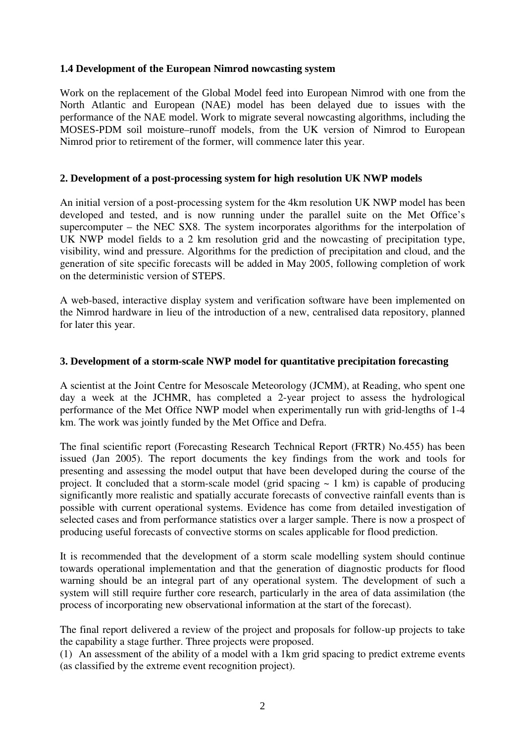### 1.4 Development of the European Nimrod nowcasting system

Work on the replacement of the Global Model feed into European Nimrod with one from the North Atlantic and European (NAE) model has been delayed due to issues with the performance of the NAE model. Work to migrate several nowcasting algorithms, including the MOSES-PDM soil moisture–runoff models, from the UK version of Nimrod to European Nimrod prior to retirement of the former, will commence later this year.

## 2. Development of a post-processing system for high resolution UK NWP models

An initial version of a post-processing system for the 4km resolution UK NWP model has been developed and tested, and is now running under the parallel suite on the Met Office's supercomputer – the NEC SX8. The system incorporates algorithms for the interpolation of UK NWP model fields to a 2 km resolution grid and the nowcasting of precipitation type, visibility, wind and pressure. Algorithms for the prediction of precipitation and cloud, and the generation of site specific forecasts will be added in May 2005, following completion of work on the deterministic version of STEPS.

A web-based, interactive display system and verification software have been implemented on the Nimrod hardware in lieu of the introduction of a new, centralised data repository, planned for later this year.

## 3. Development of a storm-scale NWP model for quantitative precipitation forecasting

A scientist at the Joint Centre for Mesoscale Meteorology (JCMM), at Reading, who spent one day a week at the JCHMR, has completed a 2-year project to assess the hydrological performance of the Met Office NWP model when experimentally run with grid-lengths of 1-4 km. The work was jointly funded by the Met Office and Defra.

The final scientific report (Forecasting Research Technical Report (FRTR) No.455) has been issued (Jan 2005). The report documents the key findings from the work and tools for presenting and assessing the model output that have been developed during the course of the project. It concluded that a storm-scale model (grid spacing ~ 1 km) is capable of producing significantly more realistic and spatially accurate forecasts of convective rainfall events than is possible with current operational systems. Evidence has come from detailed investigation of selected cases and from performance statistics over a larger sample. There is now a prospect of producing useful forecasts of convective storms on scales applicable for flood prediction.

It is recommended that the development of a storm scale modelling system should continue towards operational implementation and that the generation of diagnostic products for flood warning should be an integral part of any operational system. The development of such a system will still require further core research, particularly in the area of data assimilation (the process of incorporating new observational information at the start of the forecast).

The final report delivered a review of the project and proposals for follow-up projects to take the capability a stage further. Three projects were proposed.

(1) An assessment of the ability of a model with a 1km grid spacing to predict extreme events (as classified by the extreme event recognition project).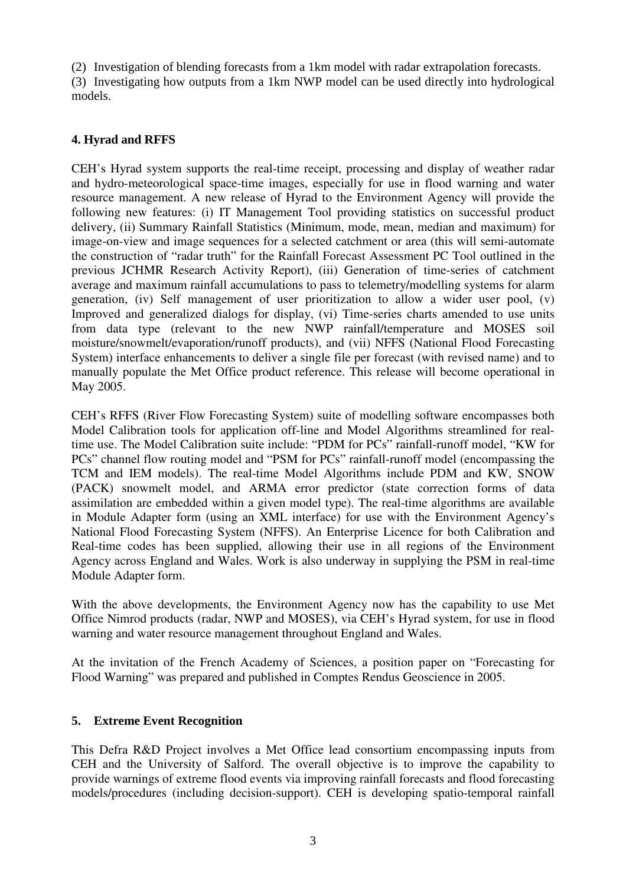(2) Investigation of blending forecasts from a 1km model with radar extrapolation forecasts.

(3) Investigating how outputs from a 1km NWP model can be used directly into hydrological models.

## 4. Hyrad and RFFS

CEH's Hyrad system supports the real-time receipt, processing and display of weather radar and hydro-meteorological space-time images, especially for use in flood warning and water resource management. A new release of Hyrad to the Environment Agency will provide the following new features: (i) IT Management Tool providing statistics on successful product delivery, (ii) Summary Rainfall Statistics (Minimum, mode, mean, median and maximum) for image-on-view and image sequences for a selected catchment or area (this will semi-automate the construction of "radar truth" for the Rainfall Forecast Assessment PC Tool outlined in the previous JCHMR Research Activity Report), (iii) Generation of time-series of catchment average and maximum rainfall accumulations to pass to telemetry/modelling systems for alarm generation, (iv) Self management of user prioritization to allow a wider user pool, (v) Improved and generalized dialogs for display, (vi) Time-series charts amended to use units from data type (relevant to the new NWP rainfall/temperature and MOSES soil moisture/snowmelt/evaporation/runoff products), and (vii) NFFS (National Flood Forecasting System) interface enhancements to deliver a single file per forecast (with revised name) and to manually populate the Met Office product reference. This release will become operational in May 2005.

CEH's RFFS (River Flow Forecasting System) suite of modelling software encompasses both Model Calibration tools for application off-line and Model Algorithms streamlined for real-time use. The Model Calibration suite include: "PDM for PCs" rainfall-runoff model, "KW for PCs" channel flow routing model and "PSM for PCs" rainfall-runoff model (encompassing the TCM and IEM models). The real-time Model Algorithms include PDM and KW, SNOW (PACK) snowmelt model, and ARMA error predictor (state correction forms of data assimilation are embedded within a given model type). The real-time algorithms are available in Module Adapter form (using an XML interface) for use with the Environment Agency's National Flood Forecasting System (NFFS). An Enterprise Licence for both Calibration and Real-time codes has been supplied, allowing their use in all regions of the Environment Agency across England and Wales. Work is also underway in supplying the PSM in real-time Module Adapter form.

With the above developments, the Environment Agency now has the capability to use Met Office Nimrod products (radar, NWP and MOSES), via CEH's Hyrad system, for use in flood warning and water resource management throughout England and Wales.

At the invitation of the French Academy of Sciences, a position paper on "Forecasting for Flood Warning" was prepared and published in Comptes Rendus Geoscience in 2005.

## 5. Extreme Event Recognition

This Defra R&D Project involves a Met Office lead consortium encompassing inputs from CEH and the University of Salford. The overall objective is to improve the capability to provide warnings of extreme flood events via improving rainfall forecasts and flood forecasting models/procedures (including decision-support). CEH is developing spatio-temporal rainfall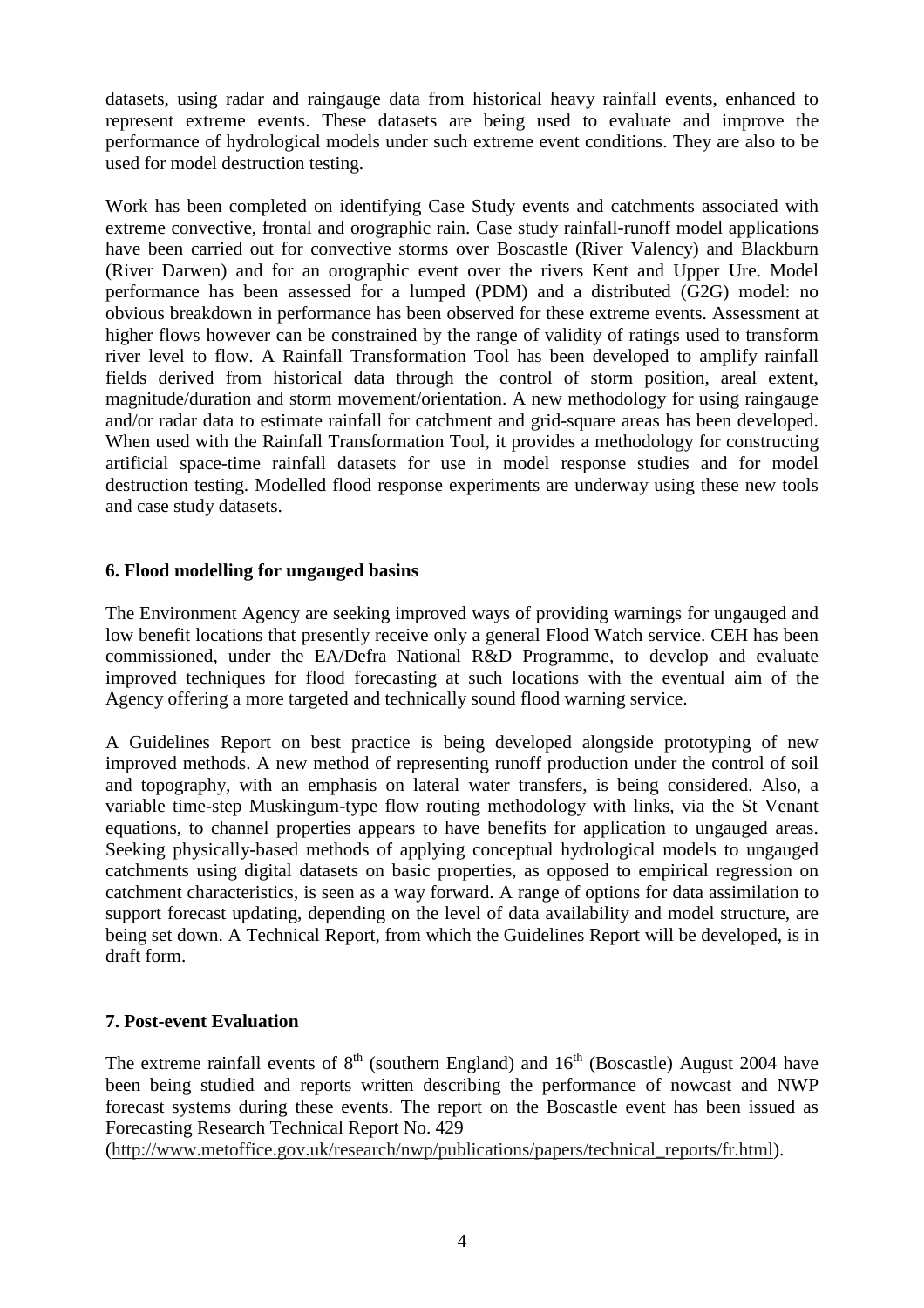datasets, using radar and raingauge data from historical heavy rainfall events, enhanced to represent extreme events. These datasets are being used to evaluate and improve the performance of hydrological models under such extreme event conditions. They are also to be used for model destruction testing.

Work has been completed on identifying Case Study events and catchments associated with extreme convective, frontal and orographic rain. Case study rainfall-runoff model applications have been carried out for convective storms over Boscastle (River Valency) and Blackburn (River Darwen) and for an orographic event over the rivers Kent and Upper Ure. Model performance has been assessed for a lumped (PDM) and a distributed (G2G) model: no obvious breakdown in performance has been observed for these extreme events. Assessment at higher flows however can be constrained by the range of validity of ratings used to transform river level to flow. A Rainfall Transformation Tool has been developed to amplify rainfall fields derived from historical data through the control of storm position, areal extent, magnitude/duration and storm movement/orientation. A new methodology for using raingauge and/or radar data to estimate rainfall for catchment and grid-square areas has been developed. When used with the Rainfall Transformation Tool, it provides a methodology for constructing artificial space-time rainfall datasets for use in model response studies and for model destruction testing. Modelled flood response experiments are underway using these new tools and case study datasets.

## 6. Flood modelling for ungauged basins

The Environment Agency are seeking improved ways of providing warnings for ungauged and low benefit locations that presently receive only a general Flood Watch service. CEH has been commissioned, under the EA/Defra National R&D Programme, to develop and evaluate improved techniques for flood forecasting at such locations with the eventual aim of the Agency offering a more targeted and technically sound flood warning service.

A Guidelines Report on best practice is being developed alongside prototyping of new improved methods. A new method of representing runoff production under the control of soil and topography, with an emphasis on lateral water transfers, is being considered. Also, a variable time-step Muskingum-type flow routing methodology with links, via the St Venant equations, to channel properties appears to have benefits for application to ungauged areas. Seeking physically-based methods of applying conceptual hydrological models to ungauged catchments using digital datasets on basic properties, as opposed to empirical regression on catchment characteristics, is seen as a way forward. A range of options for data assimilation to support forecast updating, depending on the level of data availability and model structure, are being set down. A Technical Report, from which the Guidelines Report will be developed, is in draft form.

## 7. Post-event Evaluation

The extreme rainfall events of 8th (southern England) and 16th (Boscastle) August 2004 have been being studied and reports written describing the performance of nowcast and NWP forecast systems during these events. The report on the Boscastle event has been issued as Forecasting Research Technical Report No. 429 (http://www.metoffice.gov.uk/research/nwp/publications/papers/technical_reports/fr.html).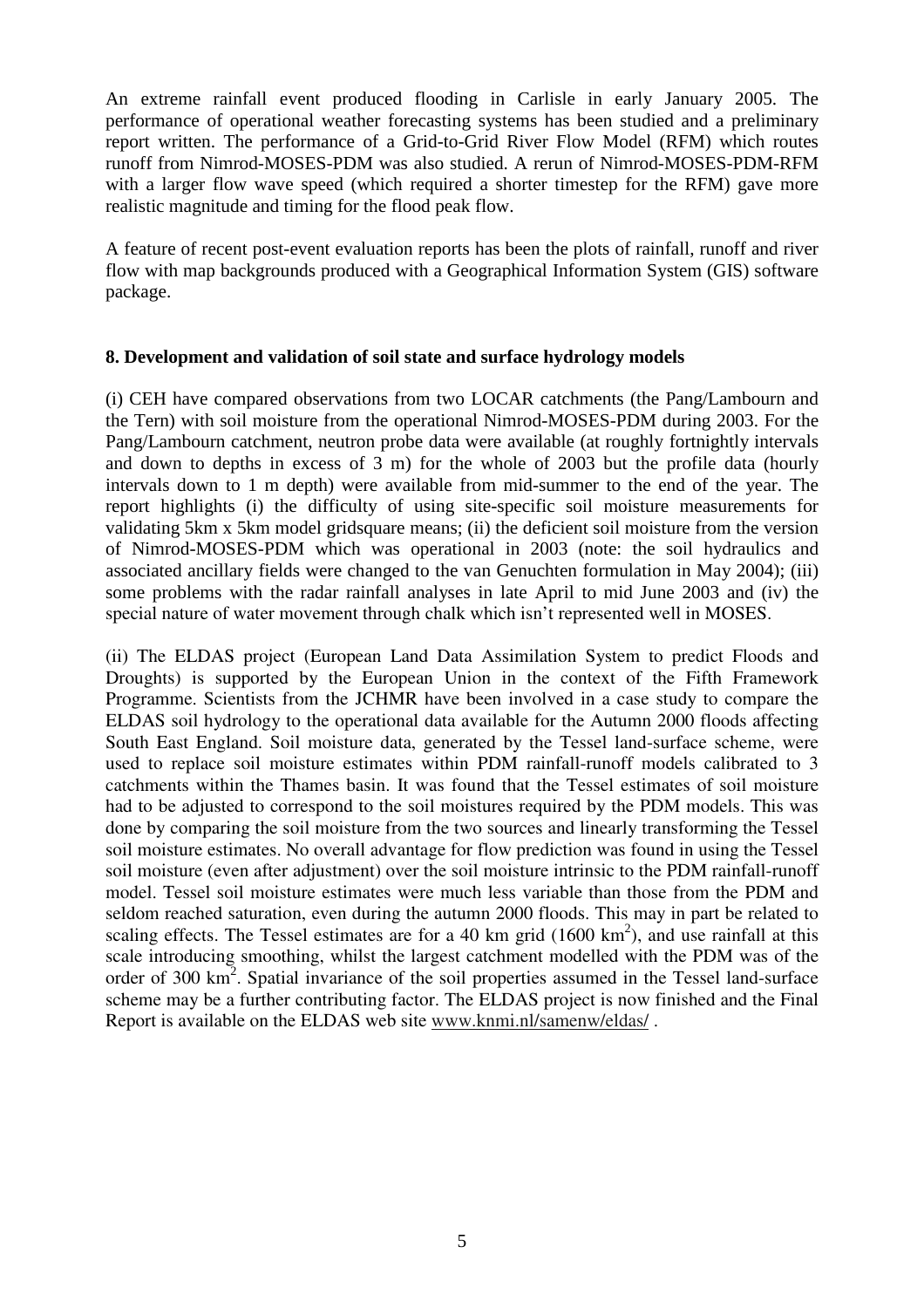An extreme rainfall event produced flooding in Carlisle in early January 2005. The performance of operational weather forecasting systems has been studied and a preliminary report written. The performance of a Grid-to-Grid River Flow Model (RFM) which routes runoff from Nimrod-MOSES-PDM was also studied. A rerun of Nimrod-MOSES-PDM-RFM with a larger flow wave speed (which required a shorter timestep for the RFM) gave more realistic magnitude and timing for the flood peak flow.

A feature of recent post-event evaluation reports has been the plots of rainfall, runoff and river flow with map backgrounds produced with a Geographical Information System (GIS) software package.

## 8. Development and validation of soil state and surface hydrology models

(i) CEH have compared observations from two LOCAR catchments (the Pang/Lambourn and the Tern) with soil moisture from the operational Nimrod-MOSES-PDM during 2003. For the Pang/Lambourn catchment, neutron probe data were available (at roughly fortnightly intervals and down to depths in excess of 3 m) for the whole of 2003 but the profile data (hourly intervals down to 1 m depth) were available from mid-summer to the end of the year. The report highlights (i) the difficulty of using site-specific soil moisture measurements for validating 5km x 5km model gridsquare means; (ii) the deficient soil moisture from the version of Nimrod-MOSES-PDM which was operational in 2003 (note: the soil hydraulics and associated ancillary fields were changed to the van Genuchten formulation in May 2004); (iii) some problems with the radar rainfall analyses in late April to mid June 2003 and (iv) the special nature of water movement through chalk which isn't represented well in MOSES.

(ii) The ELDAS project (European Land Data Assimilation System to predict Floods and Droughts) is supported by the European Union in the context of the Fifth Framework Programme. Scientists from the JCHMR have been involved in a case study to compare the ELDAS soil hydrology to the operational data available for the Autumn 2000 floods affecting South East England. Soil moisture data, generated by the Tessel land-surface scheme, were used to replace soil moisture estimates within PDM rainfall-runoff models calibrated to 3 catchments within the Thames basin. It was found that the Tessel estimates of soil moisture had to be adjusted to correspond to the soil moistures required by the PDM models. This was done by comparing the soil moisture from the two sources and linearly transforming the Tessel soil moisture estimates. No overall advantage for flow prediction was found in using the Tessel soil moisture (even after adjustment) over the soil moisture intrinsic to the PDM rainfall-runoff model. Tessel soil moisture estimates were much less variable than those from the PDM and seldom reached saturation, even during the autumn 2000 floods. This may in part be related to scaling effects. The Tessel estimates are for a 40 km grid (1600 $km^2$), and use rainfall at this scale introducing smoothing, whilst the largest catchment modelled with the PDM was of the order of 300 $km^2$. Spatial invariance of the soil properties assumed in the Tessel land-surface scheme may be a further contributing factor. The ELDAS project is now finished and the Final Report is available on the ELDAS web site www.knmi.nl/samenw/eldas/ .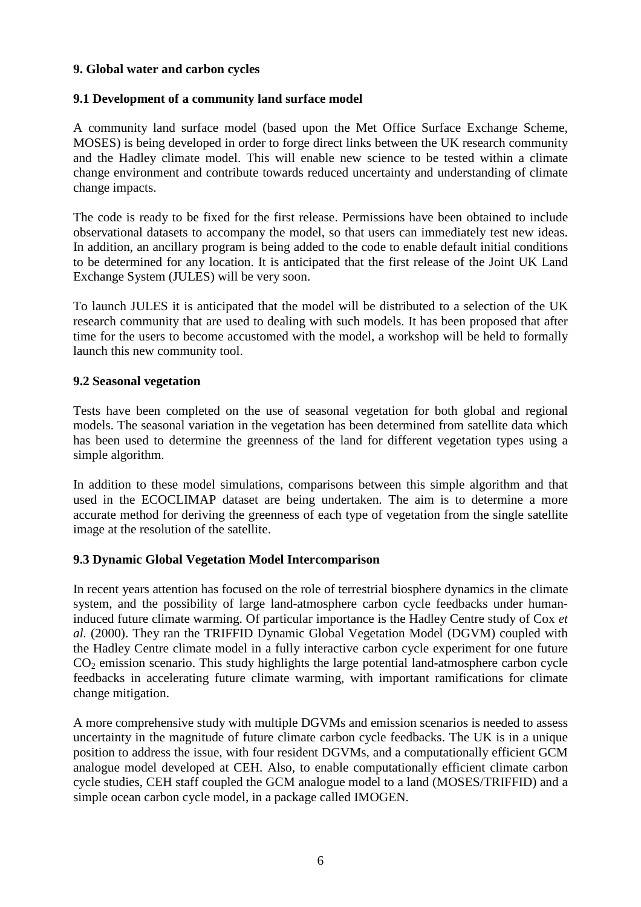## 9. Global water and carbon cycles

### 9.1 Development of a community land surface model

A community land surface model (based upon the Met Office Surface Exchange Scheme, MOSES) is being developed in order to forge direct links between the UK research community and the Hadley climate model. This will enable new science to be tested within a climate change environment and contribute towards reduced uncertainty and understanding of climate change impacts.

The code is ready to be fixed for the first release. Permissions have been obtained to include observational datasets to accompany the model, so that users can immediately test new ideas. In addition, an ancillary program is being added to the code to enable default initial conditions to be determined for any location. It is anticipated that the first release of the Joint UK Land Exchange System (JULES) will be very soon.

To launch JULES it is anticipated that the model will be distributed to a selection of the UK research community that are used to dealing with such models. It has been proposed that after time for the users to become accustomed with the model, a workshop will be held to formally launch this new community tool.

### 9.2 Seasonal vegetation

Tests have been completed on the use of seasonal vegetation for both global and regional models. The seasonal variation in the vegetation has been determined from satellite data which has been used to determine the greenness of the land for different vegetation types using a simple algorithm.

In addition to these model simulations, comparisons between this simple algorithm and that used in the ECOCLIMAP dataset are being undertaken. The aim is to determine a more accurate method for deriving the greenness of each type of vegetation from the single satellite image at the resolution of the satellite.

### 9.3 Dynamic Global Vegetation Model Intercomparison

In recent years attention has focused on the role of terrestrial biosphere dynamics in the climate system, and the possibility of large land-atmosphere carbon cycle feedbacks under human-induced future climate warming. Of particular importance is the Hadley Centre study of Cox *et al.* (2000). They ran the TRIFFID Dynamic Global Vegetation Model (DGVM) coupled with the Hadley Centre climate model in a fully interactive carbon cycle experiment for one future $CO_2$ emission scenario. This study highlights the large potential land-atmosphere carbon cycle feedbacks in accelerating future climate warming, with important ramifications for climate change mitigation.

A more comprehensive study with multiple DGVMs and emission scenarios is needed to assess uncertainty in the magnitude of future climate carbon cycle feedbacks. The UK is in a unique position to address the issue, with four resident DGVMs, and a computationally efficient GCM analogue model developed at CEH. Also, to enable computationally efficient climate carbon cycle studies, CEH staff coupled the GCM analogue model to a land (MOSES/TRIFFID) and a simple ocean carbon cycle model, in a package called IMOGEN.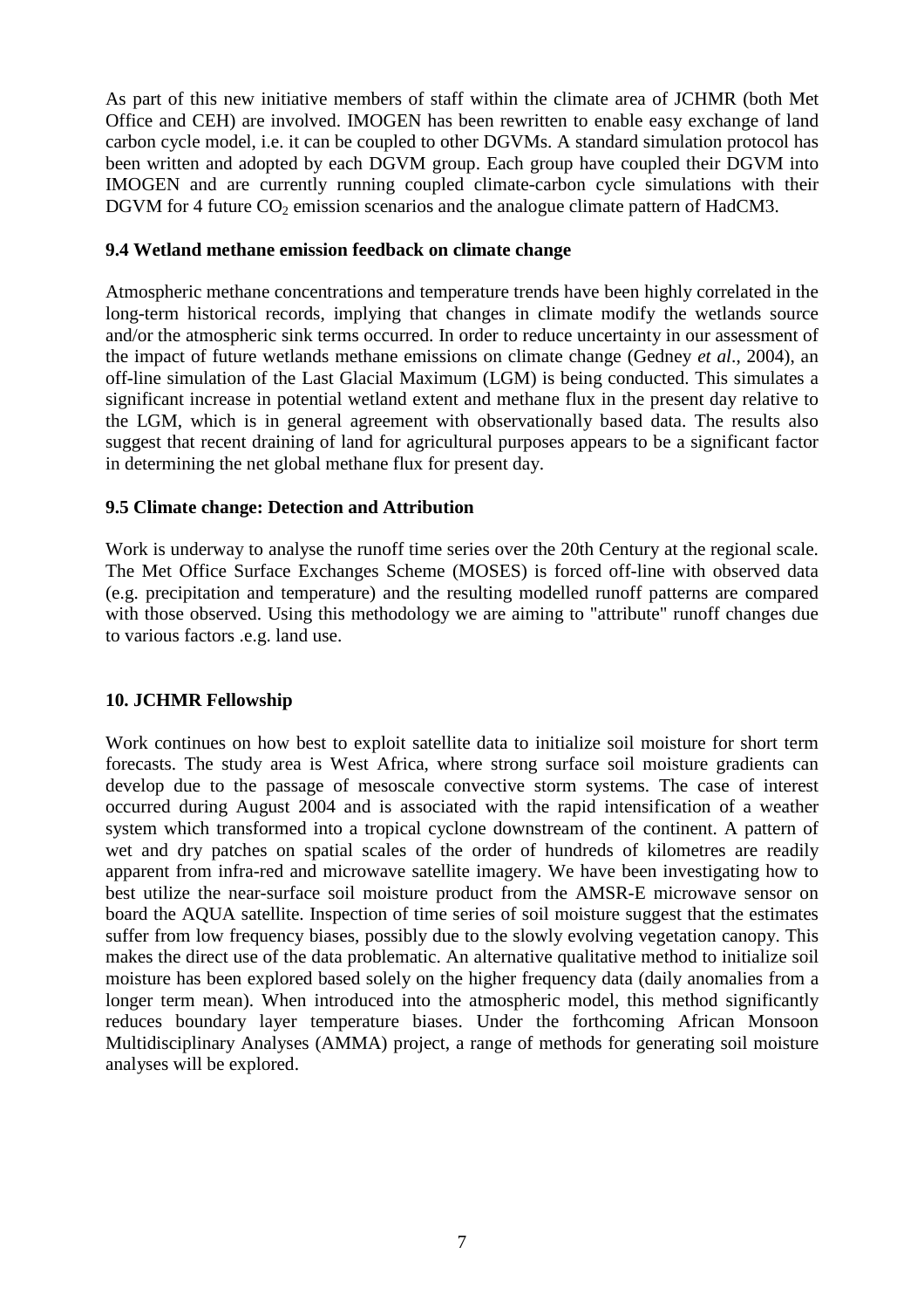As part of this new initiative members of staff within the climate area of JCHMR (both Met Office and CEH) are involved. IMOGEN has been rewritten to enable easy exchange of land carbon cycle model, i.e. it can be coupled to other DGVMs. A standard simulation protocol has been written and adopted by each DGVM group. Each group have coupled their DGVM into IMOGEN and are currently running coupled climate-carbon cycle simulations with their DGVM for 4 future $CO_2$ emission scenarios and the analogue climate pattern of HadCM3.

### 9.4 Wetland methane emission feedback on climate change

Atmospheric methane concentrations and temperature trends have been highly correlated in the long-term historical records, implying that changes in climate modify the wetlands source and/or the atmospheric sink terms occurred. In order to reduce uncertainty in our assessment of the impact of future wetlands methane emissions on climate change (Gedney *et al*., 2004), an off-line simulation of the Last Glacial Maximum (LGM) is being conducted. This simulates a significant increase in potential wetland extent and methane flux in the present day relative to the LGM, which is in general agreement with observationally based data. The results also suggest that recent draining of land for agricultural purposes appears to be a significant factor in determining the net global methane flux for present day.

### 9.5 Climate change: Detection and Attribution

Work is underway to analyse the runoff time series over the 20th Century at the regional scale. The Met Office Surface Exchanges Scheme (MOSES) is forced off-line with observed data (e.g. precipitation and temperature) and the resulting modelled runoff patterns are compared with those observed. Using this methodology we are aiming to "attribute" runoff changes due to various factors .e.g. land use.

## 10. JCHMR Fellowship

Work continues on how best to exploit satellite data to initialize soil moisture for short term forecasts. The study area is West Africa, where strong surface soil moisture gradients can develop due to the passage of mesoscale convective storm systems. The case of interest occurred during August 2004 and is associated with the rapid intensification of a weather system which transformed into a tropical cyclone downstream of the continent. A pattern of wet and dry patches on spatial scales of the order of hundreds of kilometres are readily apparent from infra-red and microwave satellite imagery. We have been investigating how to best utilize the near-surface soil moisture product from the AMSR-E microwave sensor on board the AQUA satellite. Inspection of time series of soil moisture suggest that the estimates suffer from low frequency biases, possibly due to the slowly evolving vegetation canopy. This makes the direct use of the data problematic. An alternative qualitative method to initialize soil moisture has been explored based solely on the higher frequency data (daily anomalies from a longer term mean). When introduced into the atmospheric model, this method significantly reduces boundary layer temperature biases. Under the forthcoming African Monsoon Multidisciplinary Analyses (AMMA) project, a range of methods for generating soil moisture analyses will be explored.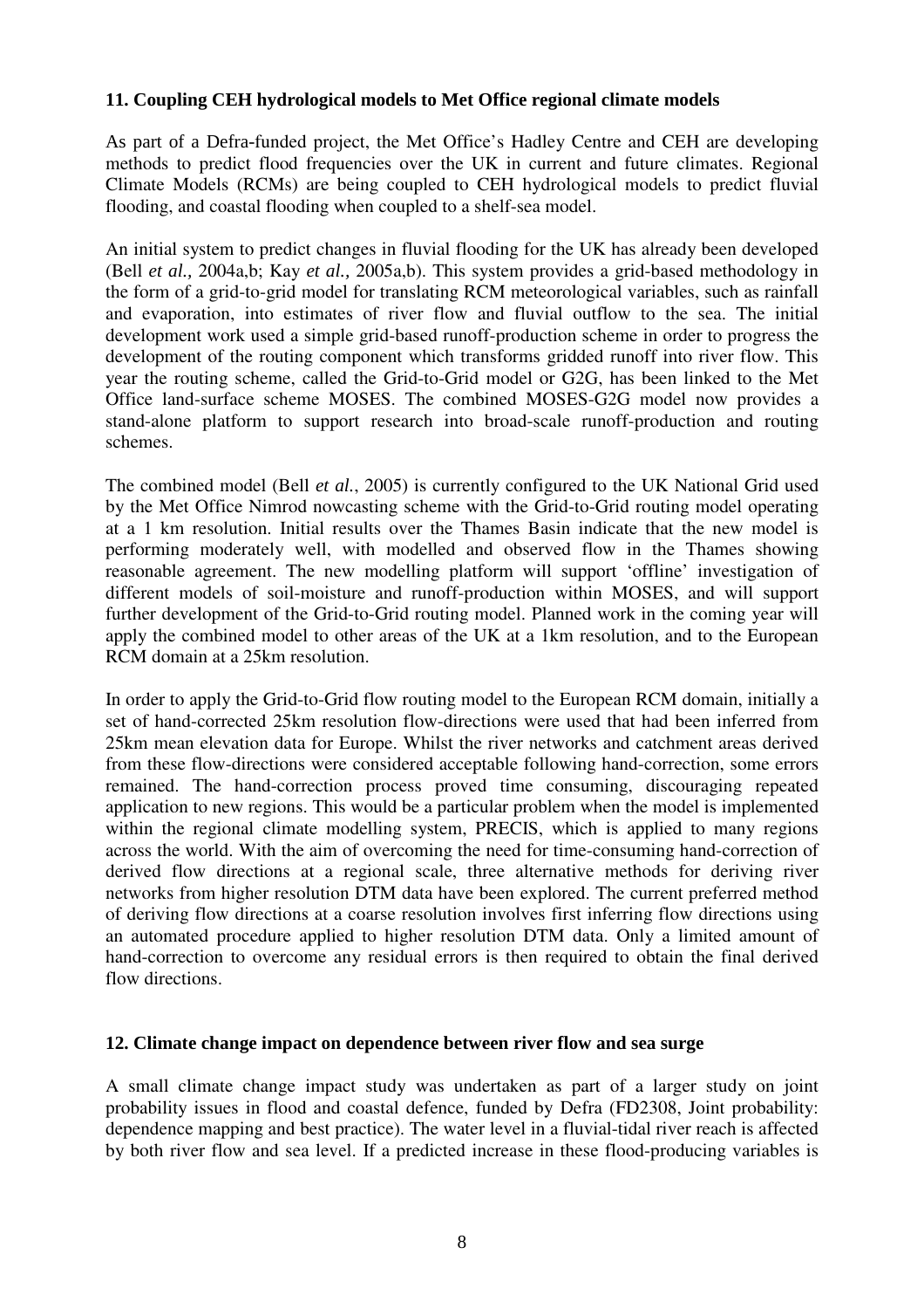### 11. Coupling CEH hydrological models to Met Office regional climate models

As part of a Defra-funded project, the Met Office's Hadley Centre and CEH are developing methods to predict flood frequencies over the UK in current and future climates. Regional Climate Models (RCMs) are being coupled to CEH hydrological models to predict fluvial flooding, and coastal flooding when coupled to a shelf-sea model.

An initial system to predict changes in fluvial flooding for the UK has already been developed (Bell *et al.,* 2004a,b; Kay *et al.,* 2005a,b). This system provides a grid-based methodology in the form of a grid-to-grid model for translating RCM meteorological variables, such as rainfall and evaporation, into estimates of river flow and fluvial outflow to the sea. The initial development work used a simple grid-based runoff-production scheme in order to progress the development of the routing component which transforms gridded runoff into river flow. This year the routing scheme, called the Grid-to-Grid model or G2G, has been linked to the Met Office land-surface scheme MOSES. The combined MOSES-G2G model now provides a stand-alone platform to support research into broad-scale runoff-production and routing schemes.

The combined model (Bell *et al.*, 2005) is currently configured to the UK National Grid used by the Met Office Nimrod nowcasting scheme with the Grid-to-Grid routing model operating at a 1 km resolution. Initial results over the Thames Basin indicate that the new model is performing moderately well, with modelled and observed flow in the Thames showing reasonable agreement. The new modelling platform will support 'offline' investigation of different models of soil-moisture and runoff-production within MOSES, and will support further development of the Grid-to-Grid routing model. Planned work in the coming year will apply the combined model to other areas of the UK at a 1km resolution, and to the European RCM domain at a 25km resolution.

In order to apply the Grid-to-Grid flow routing model to the European RCM domain, initially a set of hand-corrected 25km resolution flow-directions were used that had been inferred from 25km mean elevation data for Europe. Whilst the river networks and catchment areas derived from these flow-directions were considered acceptable following hand-correction, some errors remained. The hand-correction process proved time consuming, discouraging repeated application to new regions. This would be a particular problem when the model is implemented within the regional climate modelling system, PRECIS, which is applied to many regions across the world. With the aim of overcoming the need for time-consuming hand-correction of derived flow directions at a regional scale, three alternative methods for deriving river networks from higher resolution DTM data have been explored. The current preferred method of deriving flow directions at a coarse resolution involves first inferring flow directions using an automated procedure applied to higher resolution DTM data. Only a limited amount of hand-correction to overcome any residual errors is then required to obtain the final derived flow directions.

### 12. Climate change impact on dependence between river flow and sea surge

A small climate change impact study was undertaken as part of a larger study on joint probability issues in flood and coastal defence, funded by Defra (FD2308, Joint probability: dependence mapping and best practice). The water level in a fluvial-tidal river reach is affected by both river flow and sea level. If a predicted increase in these flood-producing variables is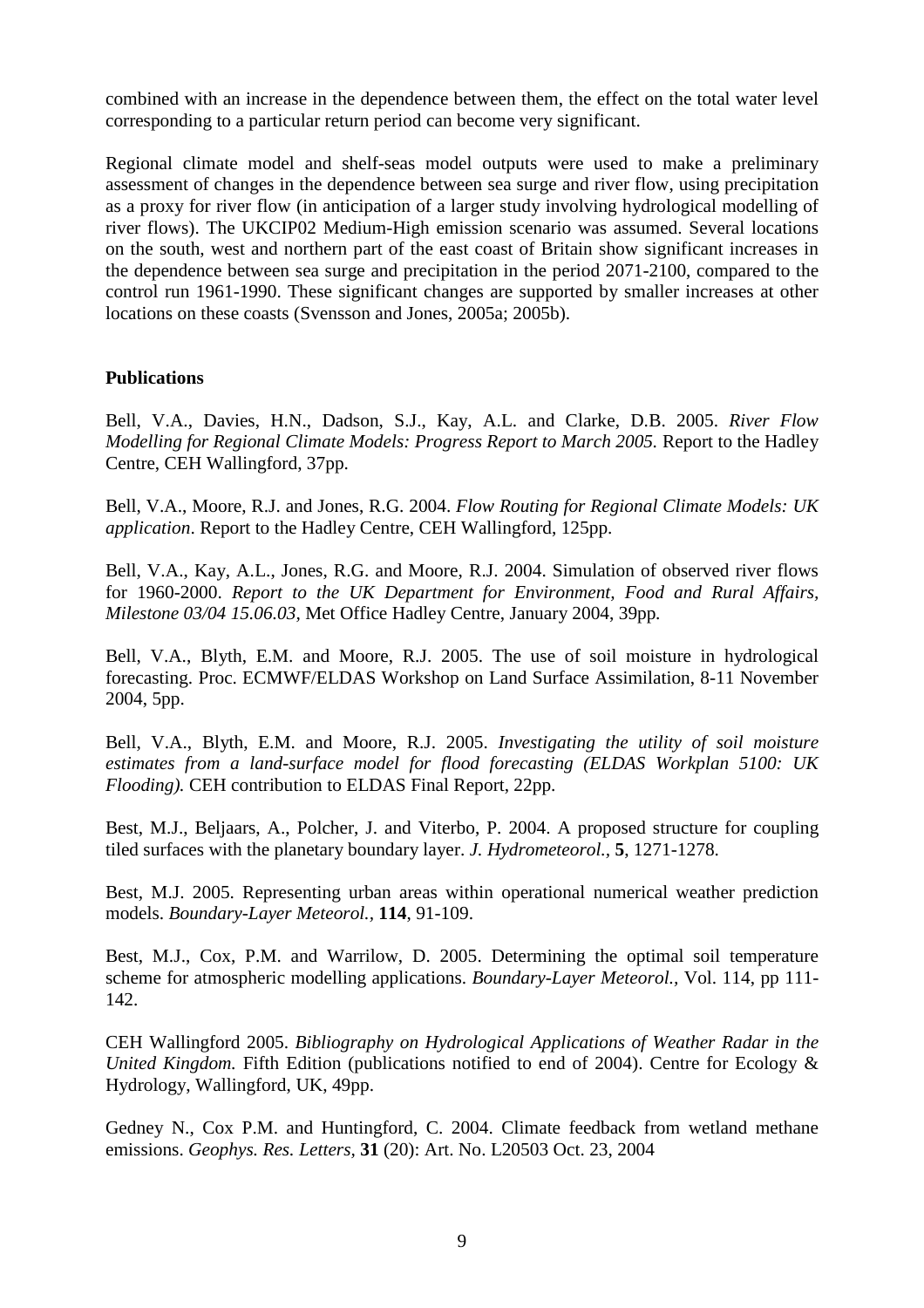combined with an increase in the dependence between them, the effect on the total water level corresponding to a particular return period can become very significant.

Regional climate model and shelf-seas model outputs were used to make a preliminary assessment of changes in the dependence between sea surge and river flow, using precipitation as a proxy for river flow (in anticipation of a larger study involving hydrological modelling of river flows). The UKCIP02 Medium-High emission scenario was assumed. Several locations on the south, west and northern part of the east coast of Britain show significant increases in the dependence between sea surge and precipitation in the period 2071-2100, compared to the control run 1961-1990. These significant changes are supported by smaller increases at other locations on these coasts (Svensson and Jones, 2005a; 2005b).

## Publications

Bell, V.A., Davies, H.N., Dadson, S.J., Kay, A.L. and Clarke, D.B. 2005. *River Flow Modelling for Regional Climate Models: Progress Report to March 2005.* Report to the Hadley Centre, CEH Wallingford, 37pp.

Bell, V.A., Moore, R.J. and Jones, R.G. 2004. *Flow Routing for Regional Climate Models: UK application*. Report to the Hadley Centre, CEH Wallingford, 125pp.

Bell, V.A., Kay, A.L., Jones, R.G. and Moore, R.J. 2004. Simulation of observed river flows for 1960-2000. *Report to the UK Department for Environment, Food and Rural Affairs, Milestone 03/04 15.06.03*, Met Office Hadley Centre, January 2004, 39pp.

Bell, V.A., Blyth, E.M. and Moore, R.J. 2005. The use of soil moisture in hydrological forecasting. Proc. ECMWF/ELDAS Workshop on Land Surface Assimilation, 8-11 November 2004, 5pp.

Bell, V.A., Blyth, E.M. and Moore, R.J. 2005. *Investigating the utility of soil moisture estimates from a land-surface model for flood forecasting (ELDAS Workplan 5100: UK Flooding).* CEH contribution to ELDAS Final Report, 22pp.

Best, M.J., Beljaars, A., Polcher, J. and Viterbo, P. 2004. A proposed structure for coupling tiled surfaces with the planetary boundary layer. *J. Hydrometeorol.*, **5**, 1271-1278.

Best, M.J. 2005. Representing urban areas within operational numerical weather prediction models. *Boundary-Layer Meteorol.*, **114**, 91-109.

Best, M.J., Cox, P.M. and Warrilow, D. 2005. Determining the optimal soil temperature scheme for atmospheric modelling applications. *Boundary-Layer Meteorol.*, Vol. 114, pp 111-142.

CEH Wallingford 2005. *Bibliography on Hydrological Applications of Weather Radar in the United Kingdom.* Fifth Edition (publications notified to end of 2004). Centre for Ecology & Hydrology, Wallingford, UK, 49pp.

Gedney N., Cox P.M. and Huntingford, C. 2004. Climate feedback from wetland methane emissions. *Geophys. Res. Letters*, **31** (20): Art. No. L20503 Oct. 23, 2004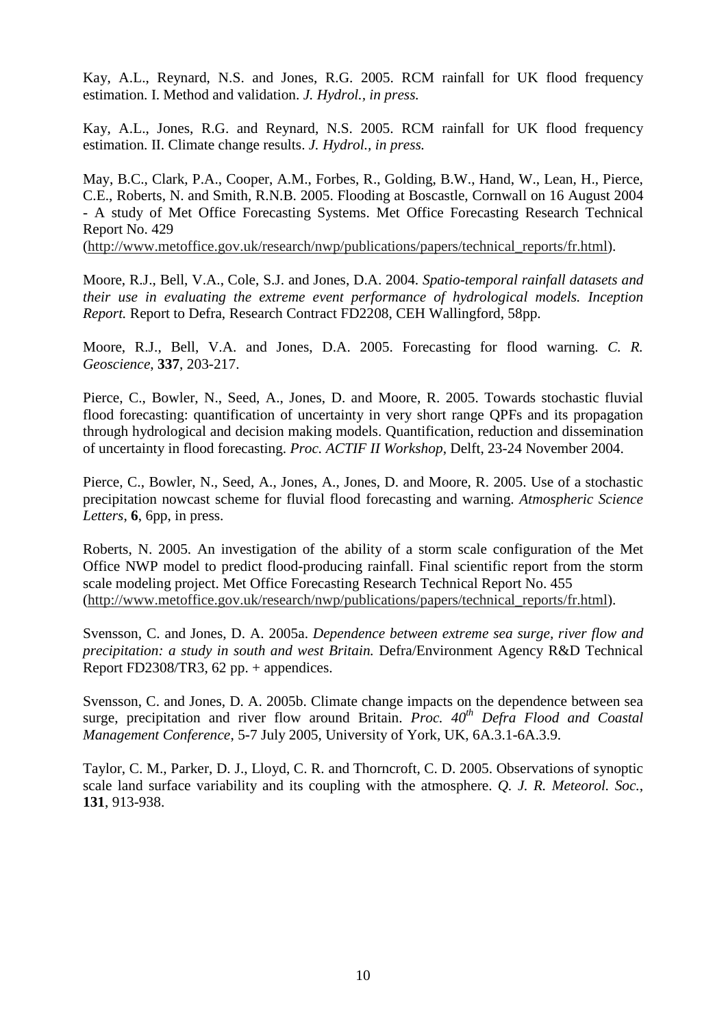Kay, A.L., Reynard, N.S. and Jones, R.G. 2005. RCM rainfall for UK flood frequency estimation. I. Method and validation. *J. Hydrol., in press.*

Kay, A.L., Jones, R.G. and Reynard, N.S. 2005. RCM rainfall for UK flood frequency estimation. II. Climate change results. *J. Hydrol., in press.*

May, B.C., Clark, P.A., Cooper, A.M., Forbes, R., Golding, B.W., Hand, W., Lean, H., Pierce, C.E., Roberts, N. and Smith, R.N.B. 2005. Flooding at Boscastle, Cornwall on 16 August 2004 - A study of Met Office Forecasting Systems. Met Office Forecasting Research Technical Report No. 429 (http://www.metoffice.gov.uk/research/nwp/publications/papers/technical_reports/fr.html).

Moore, R.J., Bell, V.A., Cole, S.J. and Jones, D.A. 2004. *Spatio-temporal rainfall datasets and their use in evaluating the extreme event performance of hydrological models. Inception Report.* Report to Defra, Research Contract FD2208, CEH Wallingford, 58pp.

Moore, R.J., Bell, V.A. and Jones, D.A. 2005. Forecasting for flood warning. *C. R. Geoscience*, **337**, 203-217.

Pierce, C., Bowler, N., Seed, A., Jones, D. and Moore, R. 2005. Towards stochastic fluvial flood forecasting: quantification of uncertainty in very short range QPFs and its propagation through hydrological and decision making models. Quantification, reduction and dissemination of uncertainty in flood forecasting. *Proc. ACTIF II Workshop*, Delft, 23-24 November 2004.

Pierce, C., Bowler, N., Seed, A., Jones, A., Jones, D. and Moore, R. 2005. Use of a stochastic precipitation nowcast scheme for fluvial flood forecasting and warning. *Atmospheric Science Letters*, **6**, 6pp, in press.

Roberts, N. 2005. An investigation of the ability of a storm scale configuration of the Met Office NWP model to predict flood-producing rainfall. Final scientific report from the storm scale modeling project. Met Office Forecasting Research Technical Report No. 455 (http://www.metoffice.gov.uk/research/nwp/publications/papers/technical_reports/fr.html).

Svensson, C. and Jones, D. A. 2005a. *Dependence between extreme sea surge, river flow and precipitation: a study in south and west Britain.* Defra/Environment Agency R&D Technical Report FD2308/TR3, 62 pp. + appendices.

Svensson, C. and Jones, D. A. 2005b. Climate change impacts on the dependence between sea surge, precipitation and river flow around Britain. *Proc. 40th Defra Flood and Coastal Management Conference*, 5-7 July 2005, University of York, UK, 6A.3.1-6A.3.9.

Taylor, C. M., Parker, D. J., Lloyd, C. R. and Thorncroft, C. D. 2005. Observations of synoptic scale land surface variability and its coupling with the atmosphere. *Q. J. R. Meteorol. Soc.*, **131**, 913-938.